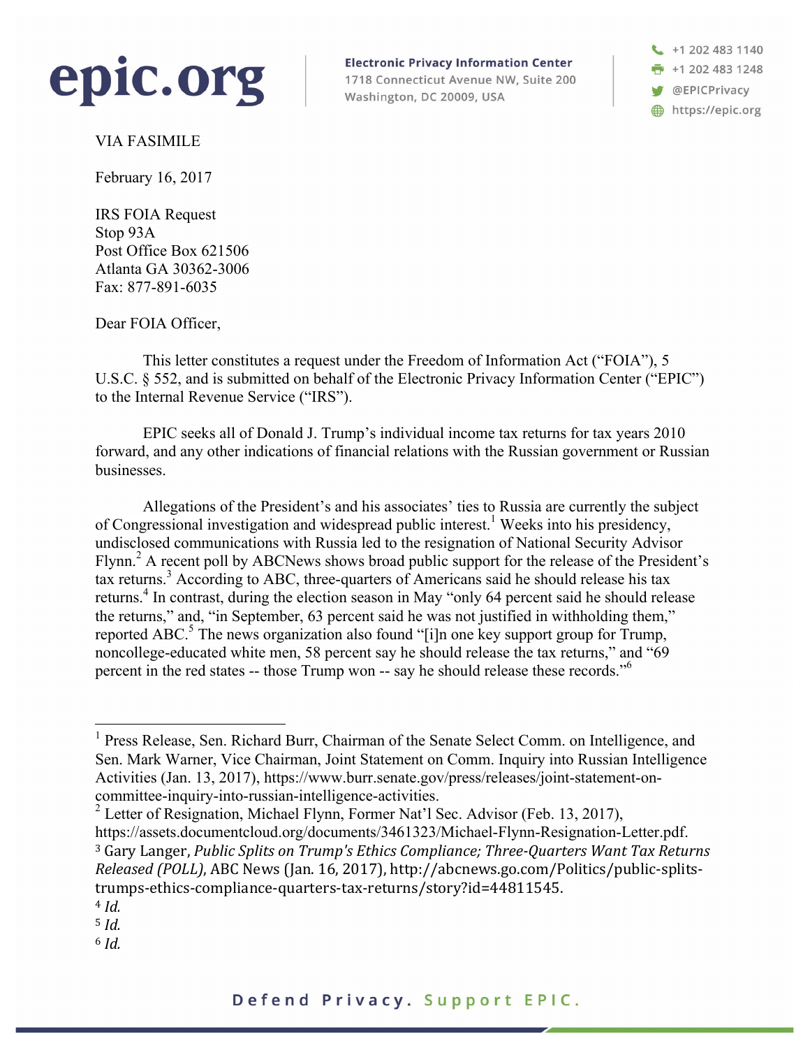**epic.org**

**Electronic Privacy Information Center**
1718 Connecticut Avenue NW, Suite 200
Washington, DC 20009, USA

+1 202 483 1140
+1 202 483 1248
@EPICPrivacy
https://epic.org

VIA FASIMILE

February 16, 2017

IRS FOIA Request
Stop 93A
Post Office Box 621506
Atlanta GA 30362-3006
Fax: 877-891-6035

Dear FOIA Officer,

This letter constitutes a request under the Freedom of Information Act ("FOIA"), 5 U.S.C. § 552, and is submitted on behalf of the Electronic Privacy Information Center ("EPIC") to the Internal Revenue Service ("IRS").

EPIC seeks all of Donald J. Trump's individual income tax returns for tax years 2010 forward, and any other indications of financial relations with the Russian government or Russian businesses.

Allegations of the President's and his associates' ties to Russia are currently the subject of Congressional investigation and widespread public interest.[1] Weeks into his presidency, undisclosed communications with Russia led to the resignation of National Security Advisor Flynn.[2] A recent poll by ABCNews shows broad public support for the release of the President's tax returns.[3] According to ABC, three-quarters of Americans said he should release his tax returns.[4] In contrast, during the election season in May "only 64 percent said he should release the returns," and, "in September, 63 percent said he was not justified in withholding them," reported ABC.[5] The news organization also found "[i]n one key support group for Trump, noncollege-educated white men, 58 percent say he should release the tax returns," and "69 percent in the red states -- those Trump won -- say he should release these records."[6]

---

[1] Press Release, Sen. Richard Burr, Chairman of the Senate Select Comm. on Intelligence, and Sen. Mark Warner, Vice Chairman, Joint Statement on Comm. Inquiry into Russian Intelligence Activities (Jan. 13, 2017), https://www.burr.senate.gov/press/releases/joint-statement-on-committee-inquiry-into-russian-intelligence-activities.

[2] Letter of Resignation, Michael Flynn, Former Nat'l Sec. Advisor (Feb. 13, 2017), https://assets.documentcloud.org/documents/3461323/Michael-Flynn-Resignation-Letter.pdf.

[3] Gary Langer, *Public Splits on Trump's Ethics Compliance; Three-Quarters Want Tax Returns Released (POLL)*, ABC News (Jan. 16, 2017), http://abcnews.go.com/Politics/public-splits-trumps-ethics-compliance-quarters-tax-returns/story?id=44811545.

[4] *Id.*

[5] *Id.*

[6] *Id.*

**Defend Privacy. Support EPIC.**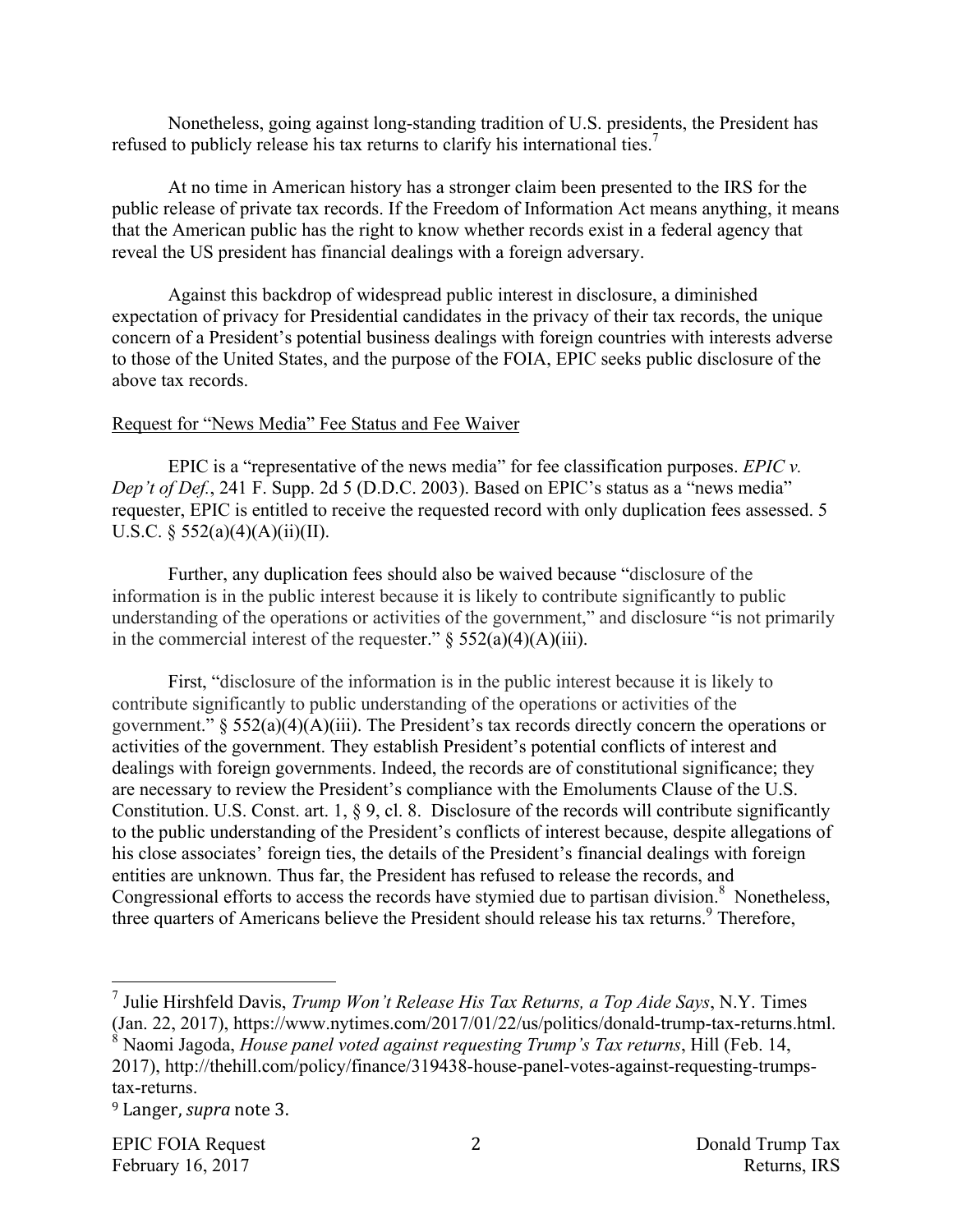Nonetheless, going against long-standing tradition of U.S. presidents, the President has refused to publicly release his tax returns to clarify his international ties.[7]

At no time in American history has a stronger claim been presented to the IRS for the public release of private tax records. If the Freedom of Information Act means anything, it means that the American public has the right to know whether records exist in a federal agency that reveal the US president has financial dealings with a foreign adversary.

Against this backdrop of widespread public interest in disclosure, a diminished expectation of privacy for Presidential candidates in the privacy of their tax records, the unique concern of a President's potential business dealings with foreign countries with interests adverse to those of the United States, and the purpose of the FOIA, EPIC seeks public disclosure of the above tax records.

Request for "News Media" Fee Status and Fee Waiver

EPIC is a "representative of the news media" for fee classification purposes. *EPIC v. Dep't of Def.*, 241 F. Supp. 2d 5 (D.D.C. 2003). Based on EPIC's status as a "news media" requester, EPIC is entitled to receive the requested record with only duplication fees assessed. 5 U.S.C. § 552(a)(4)(A)(ii)(II).

Further, any duplication fees should also be waived because "disclosure of the information is in the public interest because it is likely to contribute significantly to public understanding of the operations or activities of the government," and disclosure "is not primarily in the commercial interest of the requester." § 552(a)(4)(A)(iii).

First, "disclosure of the information is in the public interest because it is likely to contribute significantly to public understanding of the operations or activities of the government." § 552(a)(4)(A)(iii). The President's tax records directly concern the operations or activities of the government. They establish President's potential conflicts of interest and dealings with foreign governments. Indeed, the records are of constitutional significance; they are necessary to review the President's compliance with the Emoluments Clause of the U.S. Constitution. U.S. Const. art. 1, § 9, cl. 8. Disclosure of the records will contribute significantly to the public understanding of the President's conflicts of interest because, despite allegations of his close associates' foreign ties, the details of the President's financial dealings with foreign entities are unknown. Thus far, the President has refused to release the records, and Congressional efforts to access the records have stymied due to partisan division.[8] Nonetheless, three quarters of Americans believe the President should release his tax returns.[9] Therefore,

---

[7] Julie Hirshfeld Davis, *Trump Won't Release His Tax Returns, a Top Aide Says*, N.Y. Times (Jan. 22, 2017), https://www.nytimes.com/2017/01/22/us/politics/donald-trump-tax-returns.html.

[8] Naomi Jagoda, *House panel voted against requesting Trump's Tax returns*, Hill (Feb. 14, 2017), http://thehill.com/policy/finance/319438-house-panel-votes-against-requesting-trumps-tax-returns.

[9] Langer, *supra* note 3.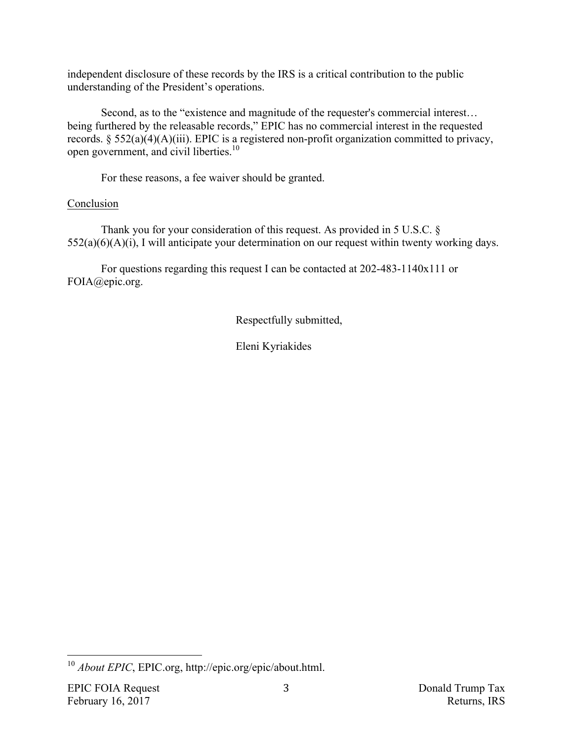independent disclosure of these records by the IRS is a critical contribution to the public understanding of the President's operations.

Second, as to the "existence and magnitude of the requester's commercial interest… being furthered by the releasable records," EPIC has no commercial interest in the requested records. § 552(a)(4)(A)(iii). EPIC is a registered non-profit organization committed to privacy, open government, and civil liberties.[10]

For these reasons, a fee waiver should be granted.

<u>Conclusion</u>

Thank you for your consideration of this request. As provided in 5 U.S.C. § 552(a)(6)(A)(i), I will anticipate your determination on our request within twenty working days.

For questions regarding this request I can be contacted at 202-483-1140x111 or FOIA@epic.org.

Respectfully submitted,

Eleni Kyriakides

---

[10] *About EPIC*, EPIC.org, http://epic.org/epic/about.html.